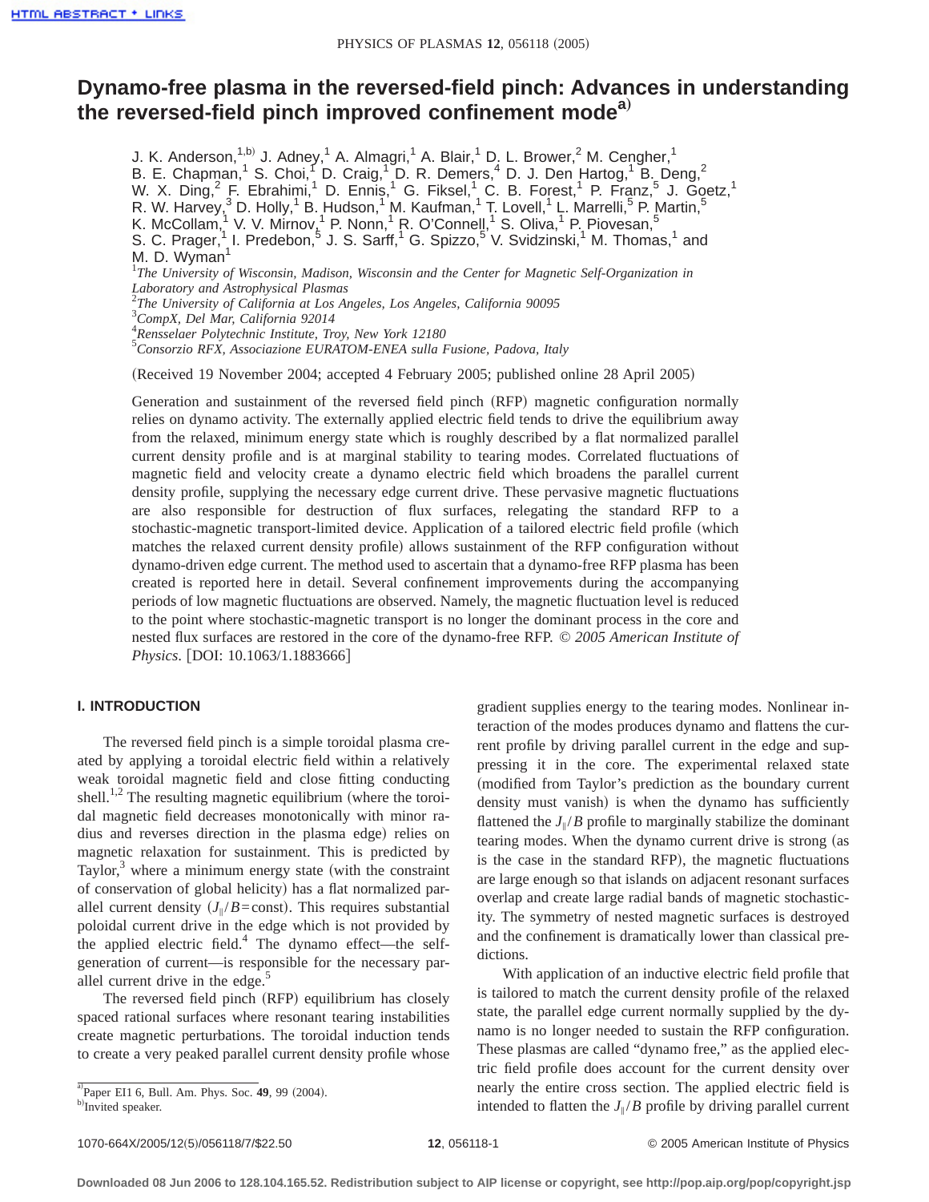# Dynamo-free plasma in the reversed-field pinch: Advances in understanding the reversed-field pinch improved confinement mode[a)]

J. K. Anderson,[1,b)] J. Adney,[1] A. Almagri,[1] A. Blair,[1] D. L. Brower,[2] M. Cengher,[1] B. E. Chapman,[1] S. Choi,[1] D. Craig,[1] D. R. Demers,[4] D. J. Den Hartog,[1] B. Deng,[2] W. X. Ding,[2] F. Ebrahimi,[1] D. Ennis,[1] G. Fiksel,[1] C. B. Forest,[1] P. Franz,[5] J. Goetz,[1] R. W. Harvey,[3] D. Holly,[1] B. Hudson,[1] M. Kaufman,[1] T. Lovell,[1] L. Marrelli,[5] P. Martin,[5] K. McCollam,[1] V. V. Mirnov,[1] P. Nonn,[1] R. O'Connell,[1] S. Oliva,[1] P. Piovesan,[5] S. C. Prager,[1] I. Predebon,[5] J. S. Sarff,[1] G. Spizzo,[5] V. Svidzinski,[1] M. Thomas,[1] and M. D. Wyman[1]

[1]*The University of Wisconsin, Madison, Wisconsin and the Center for Magnetic Self-Organization in Laboratory and Astrophysical Plasmas*
[2]*The University of California at Los Angeles, Los Angeles, California 90095*
[3]*CompX, Del Mar, California 92014*
[4]*Rensselaer Polytechnic Institute, Troy, New York 12180*
[5]*Consorzio RFX, Associazione EURATOM-ENEA sulla Fusione, Padova, Italy*

(Received 19 November 2004; accepted 4 February 2005; published online 28 April 2005)

Generation and sustainment of the reversed field pinch (RFP) magnetic configuration normally relies on dynamo activity. The externally applied electric field tends to drive the equilibrium away from the relaxed, minimum energy state which is roughly described by a flat normalized parallel current density profile and is at marginal stability to tearing modes. Correlated fluctuations of magnetic field and velocity create a dynamo electric field which broadens the parallel current density profile, supplying the necessary edge current drive. These pervasive magnetic fluctuations are also responsible for destruction of flux surfaces, relegating the standard RFP to a stochastic-magnetic transport-limited device. Application of a tailored electric field profile (which matches the relaxed current density profile) allows sustainment of the RFP configuration without dynamo-driven edge current. The method used to ascertain that a dynamo-free RFP plasma has been created is reported here in detail. Several confinement improvements during the accompanying periods of low magnetic fluctuations are observed. Namely, the magnetic fluctuation level is reduced to the point where stochastic-magnetic transport is no longer the dominant process in the core and nested flux surfaces are restored in the core of the dynamo-free RFP. *© 2005 American Institute of Physics*. [DOI: 10.1063/1.1883666]

## I. INTRODUCTION

The reversed field pinch is a simple toroidal plasma created by applying a toroidal electric field within a relatively weak toroidal magnetic field and close fitting conducting shell.[1,2] The resulting magnetic equilibrium (where the toroidal magnetic field decreases monotonically with minor radius and reverses direction in the plasma edge) relies on magnetic relaxation for sustainment. This is predicted by Taylor,[3] where a minimum energy state (with the constraint of conservation of global helicity) has a flat normalized parallel current density ($J_{\parallel}/B$=const). This requires substantial poloidal current drive in the edge which is not provided by the applied electric field.[4] The dynamo effect—the self-generation of current—is responsible for the necessary parallel current drive in the edge.[5]

The reversed field pinch (RFP) equilibrium has closely spaced rational surfaces where resonant tearing instabilities create magnetic perturbations. The toroidal induction tends to create a very peaked parallel current density profile whose gradient supplies energy to the tearing modes. Nonlinear interaction of the modes produces dynamo and flattens the current profile by driving parallel current in the edge and suppressing it in the core. The experimental relaxed state (modified from Taylor's prediction as the boundary current density must vanish) is when the dynamo has sufficiently flattened the $J_{\parallel}/B$ profile to marginally stabilize the dominant tearing modes. When the dynamo current drive is strong (as is the case in the standard RFP), the magnetic fluctuations are large enough so that islands on adjacent resonant surfaces overlap and create large radial bands of magnetic stochasticity. The symmetry of nested magnetic surfaces is destroyed and the confinement is dramatically lower than classical predictions.

With application of an inductive electric field profile that is tailored to match the current density profile of the relaxed state, the parallel edge current normally supplied by the dynamo is no longer needed to sustain the RFP configuration. These plasmas are called "dynamo free," as the applied electric field profile does account for the current density over nearly the entire cross section. The applied electric field is intended to flatten the $J_{\parallel}/B$ profile by driving parallel current

[a)]Paper EI1 6, Bull. Am. Phys. Soc. **49**, 99 (2004).
[b)]Invited speaker.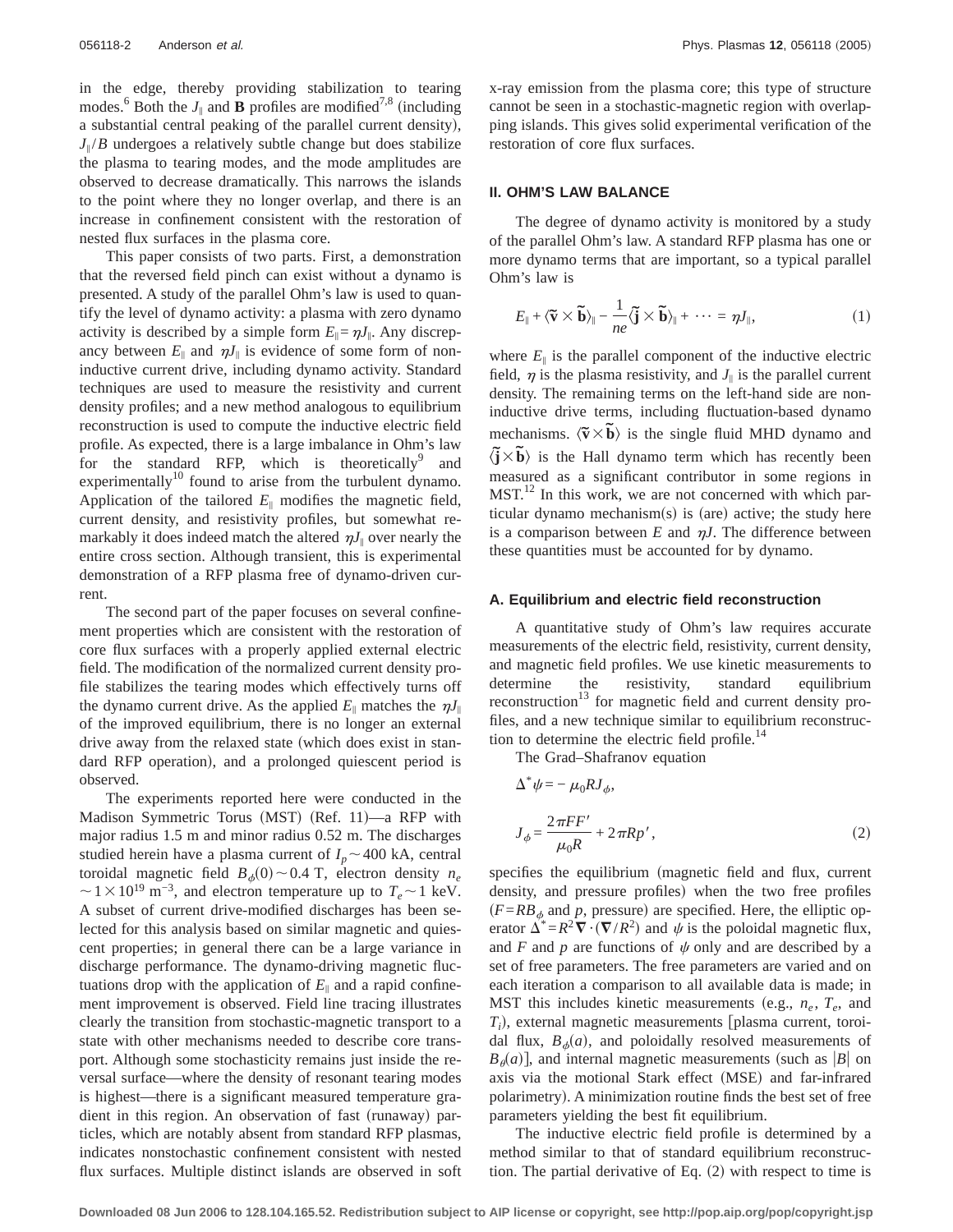in the edge, thereby providing stabilization to tearing modes.[6] Both the $J_\parallel$ and **B** profiles are modified[7,8] (including a substantial central peaking of the parallel current density), $J_\parallel/B$ undergoes a relatively subtle change but does stabilize the plasma to tearing modes, and the mode amplitudes are observed to decrease dramatically. This narrows the islands to the point where they no longer overlap, and there is an increase in confinement consistent with the restoration of nested flux surfaces in the plasma core.

This paper consists of two parts. First, a demonstration that the reversed field pinch can exist without a dynamo is presented. A study of the parallel Ohm's law is used to quantify the level of dynamo activity: a plasma with zero dynamo activity is described by a simple form $E_\parallel = \eta J_\parallel$. Any discrepancy between $E_\parallel$ and $\eta J_\parallel$ is evidence of some form of noninductive current drive, including dynamo activity. Standard techniques are used to measure the resistivity and current density profiles; and a new method analogous to equilibrium reconstruction is used to compute the inductive electric field profile. As expected, there is a large imbalance in Ohm's law for the standard RFP, which is theoretically[9] and experimentally[10] found to arise from the turbulent dynamo. Application of the tailored $E_\parallel$ modifies the magnetic field, current density, and resistivity profiles, but somewhat remarkably it does indeed match the altered $\eta J_\parallel$ over nearly the entire cross section. Although transient, this is experimental demonstration of a RFP plasma free of dynamo-driven current.

The second part of the paper focuses on several confinement properties which are consistent with the restoration of core flux surfaces with a properly applied external electric field. The modification of the normalized current density profile stabilizes the tearing modes which effectively turns off the dynamo current drive. As the applied $E_\parallel$ matches the $\eta J_\parallel$ of the improved equilibrium, there is no longer an external drive away from the relaxed state (which does exist in standard RFP operation), and a prolonged quiescent period is observed.

The experiments reported here were conducted in the Madison Symmetric Torus (MST) (Ref. 11)—a RFP with major radius 1.5 m and minor radius 0.52 m. The discharges studied herein have a plasma current of $I_p \sim 400$ kA, central toroidal magnetic field $B_\phi(0) \sim 0.4$ T, electron density $n_e \sim 1 \times 10^{19}$ m$^{-3}$, and electron temperature up to $T_e \sim 1$ keV. A subset of current drive-modified discharges has been selected for this analysis based on similar magnetic and quiescent properties; in general there can be a large variance in discharge performance. The dynamo-driving magnetic fluctuations drop with the application of $E_\parallel$ and a rapid confinement improvement is observed. Field line tracing illustrates clearly the transition from stochastic-magnetic transport to a state with other mechanisms needed to describe core transport. Although some stochasticity remains just inside the reversal surface—where the density of resonant tearing modes is highest—there is a significant measured temperature gradient in this region. An observation of fast (runaway) particles, which are notably absent from standard RFP plasmas, indicates nonstochastic confinement consistent with nested flux surfaces. Multiple distinct islands are observed in soft x-ray emission from the plasma core; this type of structure cannot be seen in a stochastic-magnetic region with overlapping islands. This gives solid experimental verification of the restoration of core flux surfaces.

## II. OHM'S LAW BALANCE

The degree of dynamo activity is monitored by a study of the parallel Ohm's law. A standard RFP plasma has one or more dynamo terms that are important, so a typical parallel Ohm's law is

$$E_\parallel + \langle \tilde{\mathbf{v}} \times \tilde{\mathbf{b}} \rangle_\parallel - \frac{1}{ne} \langle \tilde{\mathbf{j}} \times \tilde{\mathbf{b}} \rangle_\parallel + \cdots = \eta J_\parallel, \tag{1}$$

where $E_\parallel$ is the parallel component of the inductive electric field, $\eta$ is the plasma resistivity, and $J_\parallel$ is the parallel current density. The remaining terms on the left-hand side are noninductive drive terms, including fluctuation-based dynamo mechanisms. $\langle \tilde{\mathbf{v}} \times \tilde{\mathbf{b}} \rangle$ is the single fluid MHD dynamo and $\langle \tilde{\mathbf{j}} \times \tilde{\mathbf{b}} \rangle$ is the Hall dynamo term which has recently been measured as a significant contributor in some regions in MST.[12] In this work, we are not concerned with which particular dynamo mechanism(s) is (are) active; the study here is a comparison between $E$ and $\eta J$. The difference between these quantities must be accounted for by dynamo.

### A. Equilibrium and electric field reconstruction

A quantitative study of Ohm's law requires accurate measurements of the electric field, resistivity, current density, and magnetic field profiles. We use kinetic measurements to determine the resistivity, standard equilibrium reconstruction[13] for magnetic field and current density profiles, and a new technique similar to equilibrium reconstruction to determine the electric field profile.[14]

The Grad–Shafranov equation

$$\Delta^* \psi = -\mu_0 R J_\phi,$$

$$J_\phi = \frac{2\pi F F'}{\mu_0 R} + 2\pi R p', \tag{2}$$

specifies the equilibrium (magnetic field and flux, current density, and pressure profiles) when the two free profiles ($F = RB_\phi$ and $p$, pressure) are specified. Here, the elliptic operator $\Delta^* = R^2 \nabla \cdot (\nabla / R^2)$ and $\psi$ is the poloidal magnetic flux, and $F$ and $p$ are functions of $\psi$ only and are described by a set of free parameters. The free parameters are varied and on each iteration a comparison to all available data is made; in MST this includes kinetic measurements (e.g., $n_e$, $T_e$, and $T_i$), external magnetic measurements [plasma current, toroidal flux, $B_\phi(a)$, and poloidally resolved measurements of $B_\theta(a)$], and internal magnetic measurements (such as $|B|$ on axis via the motional Stark effect (MSE) and far-infrared polarimetry). A minimization routine finds the best set of free parameters yielding the best fit equilibrium.

The inductive electric field profile is determined by a method similar to that of standard equilibrium reconstruction. The partial derivative of Eq. (2) with respect to time is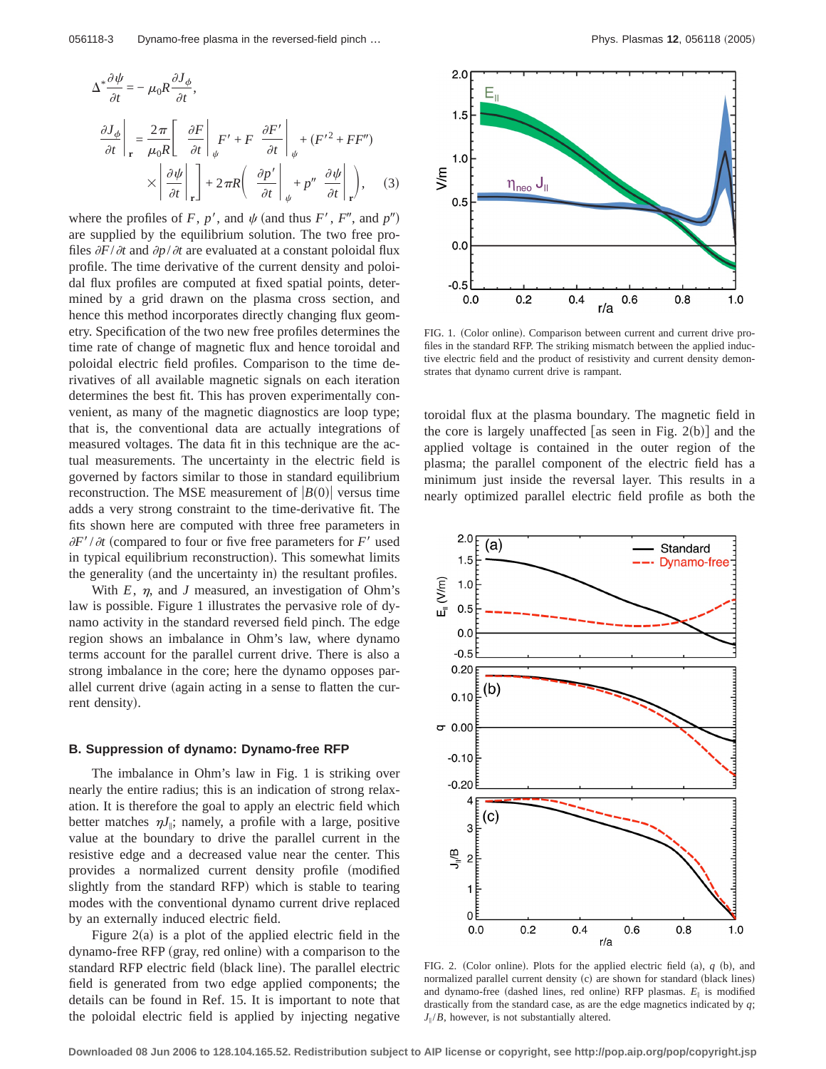$$\Delta^* \frac{\partial \psi}{\partial t} = -\mu_0 R \frac{\partial J_\phi}{\partial t},$$

$$\left.\frac{\partial J_\phi}{\partial t}\right|_{\mathbf{r}} = \frac{2\pi}{\mu_0 R}\left[ \left.\frac{\partial F}{\partial t}\right|_{\psi} F' + F \left.\frac{\partial F'}{\partial t}\right|_{\psi} + (F'^2 + FF'') \times \left|\left.\frac{\partial \psi}{\partial t}\right|_{\mathbf{r}}\right| \right] + 2\pi R\left( \left.\frac{\partial p'}{\partial t}\right|_{\psi} + p'' \left.\frac{\partial \psi}{\partial t}\right|_{\mathbf{r}} \right), \quad (3)$$

where the profiles of $F$, $p'$, and $\psi$ (and thus $F'$, $F''$, and $p''$) are supplied by the equilibrium solution. The two free profiles $\partial F/\partial t$ and $\partial p/\partial t$ are evaluated at a constant poloidal flux profile. The time derivative of the current density and poloidal flux profiles are computed at fixed spatial points, determined by a grid drawn on the plasma cross section, and hence this method incorporates directly changing flux geometry. Specification of the two new free profiles determines the time rate of change of magnetic flux and hence toroidal and poloidal electric field profiles. Comparison to the time derivatives of all available magnetic signals on each iteration determines the best fit. This has proven experimentally convenient, as many of the magnetic diagnostics are loop type; that is, the conventional data are actually integrations of measured voltages. The data fit in this technique are the actual measurements. The uncertainty in the electric field is governed by factors similar to those in standard equilibrium reconstruction. The MSE measurement of $|B(0)|$ versus time adds a very strong constraint to the time-derivative fit. The fits shown here are computed with three free parameters in $\partial F'/\partial t$ (compared to four or five free parameters for $F'$ used in typical equilibrium reconstruction). This somewhat limits the generality (and the uncertainty in) the resultant profiles.

With $E$, $\eta$, and $J$ measured, an investigation of Ohm's law is possible. Figure 1 illustrates the pervasive role of dynamo activity in the standard reversed field pinch. The edge region shows an imbalance in Ohm's law, where dynamo terms account for the parallel current drive. There is also a strong imbalance in the core; here the dynamo opposes parallel current drive (again acting in a sense to flatten the current density).

FIG. 1. (Color online). Comparison between current and current drive profiles in the standard RFP. The striking mismatch between the applied inductive electric field and the product of resistivity and current density demonstrates that dynamo current drive is rampant.

### B. Suppression of dynamo: Dynamo-free RFP

The imbalance in Ohm's law in Fig. 1 is striking over nearly the entire radius; this is an indication of strong relaxation. It is therefore the goal to apply an electric field which better matches $\eta J_\parallel$; namely, a profile with a large, positive value at the boundary to drive the parallel current in the resistive edge and a decreased value near the center. This provides a normalized current density profile (modified slightly from the standard RFP) which is stable to tearing modes with the conventional dynamo current drive replaced by an externally induced electric field.

Figure 2(a) is a plot of the applied electric field in the dynamo-free RFP (gray, red online) with a comparison to the standard RFP electric field (black line). The parallel electric field is generated from two edge applied components; the details can be found in Ref. 15. It is important to note that the poloidal electric field is applied by injecting negative toroidal flux at the plasma boundary. The magnetic field in the core is largely unaffected [as seen in Fig. 2(b)] and the applied voltage is contained in the outer region of the plasma; the parallel component of the electric field has a minimum just inside the reversal layer. This results in a nearly optimized parallel electric field profile as both the

FIG. 2. (Color online). Plots for the applied electric field (a), $q$ (b), and normalized parallel current density (c) are shown for standard (black lines) and dynamo-free (dashed lines, red online) RFP plasmas. $E_\parallel$ is modified drastically from the standard case, as are the edge magnetics indicated by $q$; $J_\parallel/B$, however, is not substantially altered.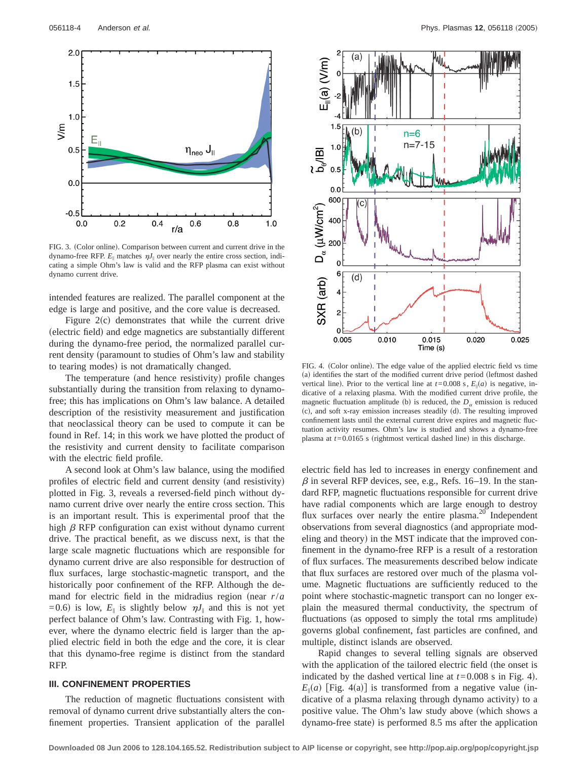FIG. 3. (Color online). Comparison between current and current drive in the dynamo-free RFP. $E_{\parallel}$ matches $\eta J_{\parallel}$ over nearly the entire cross section, indicating a simple Ohm's law is valid and the RFP plasma can exist without dynamo current drive.

intended features are realized. The parallel component at the edge is large and positive, and the core value is decreased.

Figure 2(c) demonstrates that while the current drive (electric field) and edge magnetics are substantially different during the dynamo-free period, the normalized parallel current density (paramount to studies of Ohm's law and stability to tearing modes) is not dramatically changed.

The temperature (and hence resistivity) profile changes substantially during the transition from relaxing to dynamo-free; this has implications on Ohm's law balance. A detailed description of the resistivity measurement and justification that neoclassical theory can be used to compute it can be found in Ref. 14; in this work we have plotted the product of the resistivity and current density to facilitate comparison with the electric field profile.

A second look at Ohm's law balance, using the modified profiles of electric field and current density (and resistivity) plotted in Fig. 3, reveals a reversed-field pinch without dynamo current drive over nearly the entire cross section. This is an important result. This is experimental proof that the high $\beta$ RFP configuration can exist without dynamo current drive. The practical benefit, as we discuss next, is that the large scale magnetic fluctuations which are responsible for dynamo current drive are also responsible for destruction of flux surfaces, large stochastic-magnetic transport, and the historically poor confinement of the RFP. Although the demand for electric field in the midradius region (near $r/a = 0.6$) is low, $E_{\parallel}$ is slightly below $\eta J_{\parallel}$ and this is not yet perfect balance of Ohm's law. Contrasting with Fig. 1, however, where the dynamo electric field is larger than the applied electric field in both the edge and the core, it is clear that this dynamo-free regime is distinct from the standard RFP.

## III. CONFINEMENT PROPERTIES

The reduction of magnetic fluctuations consistent with removal of dynamo current drive substantially alters the confinement properties. Transient application of the parallel electric field has led to increases in energy confinement and $\beta$ in several RFP devices, see, e.g., Refs. 16–19. In the standard RFP, magnetic fluctuations responsible for current drive have radial components which are large enough to destroy flux surfaces over nearly the entire plasma.[20] Independent observations from several diagnostics (and appropriate modeling and theory) in the MST indicate that the improved confinement in the dynamo-free RFP is a result of a restoration of flux surfaces. The measurements described below indicate that flux surfaces are restored over much of the plasma volume. Magnetic fluctuations are sufficiently reduced to the point where stochastic-magnetic transport can no longer explain the measured thermal conductivity, the spectrum of fluctuations (as opposed to simply the total rms amplitude) governs global confinement, fast particles are confined, and multiple, distinct islands are observed.

FIG. 4. (Color online). The edge value of the applied electric field vs time (a) identifies the start of the modified current drive period (leftmost dashed vertical line). Prior to the vertical line at $t = 0.008$ s, $E_{\parallel}(a)$ is negative, indicative of a relaxing plasma. With the modified current drive profile, the magnetic fluctuation amplitude (b) is reduced, the $D_{\alpha}$ emission is reduced (c), and soft x-ray emission increases steadily (d). The resulting improved confinement lasts until the external current drive expires and magnetic fluctuation activity resumes. Ohm's law is studied and shows a dynamo-free plasma at $t = 0.0165$ s (rightmost vertical dashed line) in this discharge.

Rapid changes to several telling signals are observed with the application of the tailored electric field (the onset is indicated by the dashed vertical line at $t = 0.008$ s in Fig. 4). $E_{\parallel}(a)$ [Fig. 4(a)] is transformed from a negative value (indicative of a plasma relaxing through dynamo activity) to a positive value. The Ohm's law study above (which shows a dynamo-free state) is performed 8.5 ms after the application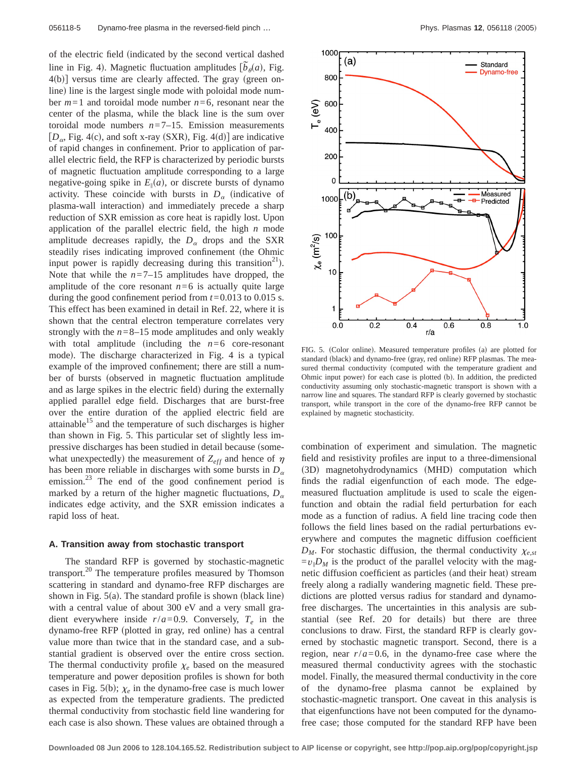of the electric field (indicated by the second vertical dashed line in Fig. 4). Magnetic fluctuation amplitudes [$\tilde{b}_\theta(a)$, Fig. 4(b)] versus time are clearly affected. The gray (green online) line is the largest single mode with poloidal mode number $m=1$ and toroidal mode number $n=6$, resonant near the center of the plasma, while the black line is the sum over toroidal mode numbers $n=7$–15. Emission measurements [$D_\alpha$, Fig. 4(c), and soft x-ray (SXR), Fig. 4(d)] are indicative of rapid changes in confinement. Prior to application of parallel electric field, the RFP is characterized by periodic bursts of magnetic fluctuation amplitude corresponding to a large negative-going spike in $E_\parallel(a)$, or discrete bursts of dynamo activity. These coincide with bursts in $D_\alpha$ (indicative of plasma-wall interaction) and immediately precede a sharp reduction of SXR emission as core heat is rapidly lost. Upon application of the parallel electric field, the high $n$ mode amplitude decreases rapidly, the $D_\alpha$ drops and the SXR steadily rises indicating improved confinement (the Ohmic input power is rapidly decreasing during this transition[21]). Note that while the $n=7$–15 amplitudes have dropped, the amplitude of the core resonant $n=6$ is actually quite large during the good confinement period from $t=0.013$ to 0.015 s. This effect has been examined in detail in Ref. 22, where it is shown that the central electron temperature correlates very strongly with the $n=8$–15 mode amplitudes and only weakly with total amplitude (including the $n=6$ core-resonant mode). The discharge characterized in Fig. 4 is a typical example of the improved confinement; there are still a number of bursts (observed in magnetic fluctuation amplitude and as large spikes in the electric field) during the externally applied parallel edge field. Discharges that are burst-free over the entire duration of the applied electric field are attainable[15] and the temperature of such discharges is higher than shown in Fig. 5. This particular set of slightly less impressive discharges has been studied in detail because (somewhat unexpectedly) the measurement of $Z_{eff}$ and hence of $\eta$ has been more reliable in discharges with some bursts in $D_\alpha$ emission.[23] The end of the good confinement period is marked by a return of the higher magnetic fluctuations, $D_\alpha$ indicates edge activity, and the SXR emission indicates a rapid loss of heat.

### A. Transition away from stochastic transport

The standard RFP is governed by stochastic-magnetic transport.[20] The temperature profiles measured by Thomson scattering in standard and dynamo-free RFP discharges are shown in Fig. 5(a). The standard profile is shown (black line) with a central value of about 300 eV and a very small gradient everywhere inside $r/a=0.9$. Conversely, $T_e$ in the dynamo-free RFP (plotted in gray, red online) has a central value more than twice that in the standard case, and a substantial gradient is observed over the entire cross section. The thermal conductivity profile $\chi_e$ based on the measured temperature and power deposition profiles is shown for both cases in Fig. 5(b); $\chi_e$ in the dynamo-free case is much lower as expected from the temperature gradients. The predicted thermal conductivity from stochastic field line wandering for each case is also shown. These values are obtained through a combination of experiment and simulation. The magnetic field and resistivity profiles are input to a three-dimensional (3D) magnetohydrodynamics (MHD) computation which finds the radial eigenfunction of each mode. The edge-measured fluctuation amplitude is used to scale the eigenfunction and obtain the radial field perturbation for each mode as a function of radius. A field line tracing code then follows the field lines based on the radial perturbations everywhere and computes the magnetic diffusion coefficient $D_M$. For stochastic diffusion, the thermal conductivity $\chi_{e,st} = v_\parallel D_M$ is the product of the parallel velocity with the magnetic diffusion coefficient as particles (and their heat) stream freely along a radially wandering magnetic field. These predictions are plotted versus radius for standard and dynamo-free discharges. The uncertainties in this analysis are substantial (see Ref. 20 for details) but there are three conclusions to draw. First, the standard RFP is clearly governed by stochastic magnetic transport. Second, there is a region, near $r/a=0.6$, in the dynamo-free case where the measured thermal conductivity agrees with the stochastic model. Finally, the measured thermal conductivity in the core of the dynamo-free plasma cannot be explained by stochastic-magnetic transport. One caveat in this analysis is that eigenfunctions have not been computed for the dynamo-free case; those computed for the standard RFP have been

FIG. 5. (Color online). Measured temperature profiles (a) are plotted for standard (black) and dynamo-free (gray, red online) RFP plasmas. The measured thermal conductivity (computed with the temperature gradient and Ohmic input power) for each case is plotted (b). In addition, the predicted conductivity assuming only stochastic-magnetic transport is shown with a narrow line and squares. The standard RFP is clearly governed by stochastic transport, while transport in the core of the dynamo-free RFP cannot be explained by magnetic stochasticity.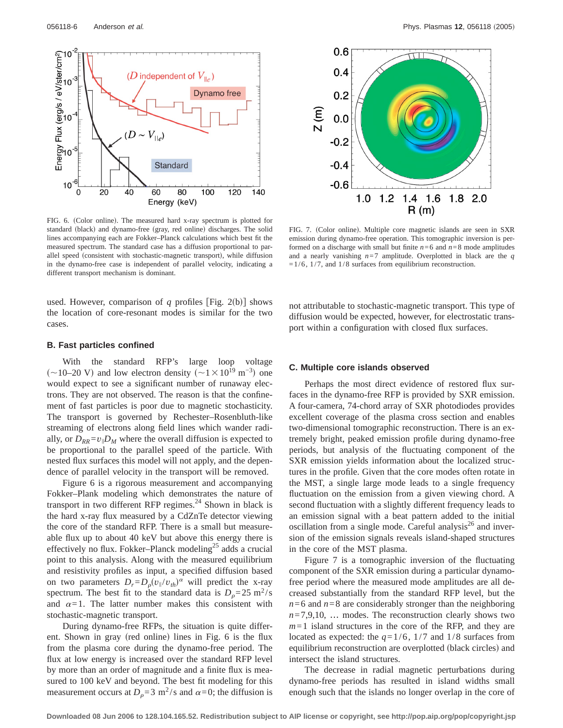FIG. 6. (Color online). The measured hard x-ray spectrum is plotted for standard (black) and dynamo-free (gray, red online) discharges. The solid lines accompanying each are Fokker–Planck calculations which best fit the measured spectrum. The standard case has a diffusion proportional to parallel speed (consistent with stochastic-magnetic transport), while diffusion in the dynamo-free case is independent of parallel velocity, indicating a different transport mechanism is dominant.

FIG. 7. (Color online). Multiple core magnetic islands are seen in SXR emission during dynamo-free operation. This tomographic inversion is performed on a discharge with small but finite $n=6$ and $n=8$ mode amplitudes and a nearly vanishing $n=7$ amplitude. Overplotted in black are the $q=1/6$, $1/7$, and $1/8$ surfaces from equilibrium reconstruction.

used. However, comparison of $q$ profiles [Fig. 2(b)] shows the location of core-resonant modes is similar for the two cases.

### B. Fast particles confined

With the standard RFP's large loop voltage ($\sim$10–20 V) and low electron density ($\sim 1\times 10^{19}$ m$^{-3}$) one would expect to see a significant number of runaway electrons. They are not observed. The reason is that the confinement of fast particles is poor due to magnetic stochasticity. The transport is governed by Rechester–Rosenbluth-like streaming of electrons along field lines which wander radially, or $D_{RR}=v_{\parallel}D_M$ where the overall diffusion is expected to be proportional to the parallel speed of the particle. With nested flux surfaces this model will not apply, and the dependence of parallel velocity in the transport will be removed.

Figure 6 is a rigorous measurement and accompanying Fokker–Plank modeling which demonstrates the nature of transport in two different RFP regimes.[24] Shown in black is the hard x-ray flux measured by a CdZnTe detector viewing the core of the standard RFP. There is a small but measureable flux up to about 40 keV but above this energy there is effectively no flux. Fokker–Planck modeling[25] adds a crucial point to this analysis. Along with the measured equilibrium and resistivity profiles as input, a specified diffusion based on two parameters $D_r=D_{\rho}(v_{\parallel}/v_{th})^{\alpha}$ will predict the x-ray spectrum. The best fit to the standard data is $D_{\rho}=25$ m$^2$/s and $\alpha=1$. The latter number makes this consistent with stochastic-magnetic transport.

During dynamo-free RFPs, the situation is quite different. Shown in gray (red online) lines in Fig. 6 is the flux from the plasma core during the dynamo-free period. The flux at low energy is increased over the standard RFP level by more than an order of magnitude and a finite flux is measured to 100 keV and beyond. The best fit modeling for this measurement occurs at $D_{\rho}=3$ m$^2$/s and $\alpha=0$; the diffusion is not attributable to stochastic-magnetic transport. This type of diffusion would be expected, however, for electrostatic transport within a configuration with closed flux surfaces.

### C. Multiple core islands observed

Perhaps the most direct evidence of restored flux surfaces in the dynamo-free RFP is provided by SXR emission. A four-camera, 74-chord array of SXR photodiodes provides excellent coverage of the plasma cross section and enables two-dimensional tomographic reconstruction. There is an extremely bright, peaked emission profile during dynamo-free periods, but analysis of the fluctuating component of the SXR emission yields information about the localized structures in the profile. Given that the core modes often rotate in the MST, a single large mode leads to a single frequency fluctuation on the emission from a given viewing chord. A second fluctuation with a slightly different frequency leads to an emission signal with a beat pattern added to the initial oscillation from a single mode. Careful analysis[26] and inversion of the emission signals reveals island-shaped structures in the core of the MST plasma.

Figure 7 is a tomographic inversion of the fluctuating component of the SXR emission during a particular dynamo-free period where the measured mode amplitudes are all decreased substantially from the standard RFP level, but the $n=6$ and $n=8$ are considerably stronger than the neighboring $n=7,9,10,\ldots$ modes. The reconstruction clearly shows two $m=1$ island structures in the core of the RFP, and they are located as expected: the $q=1/6$, $1/7$ and $1/8$ surfaces from equilibrium reconstruction are overplotted (black circles) and intersect the island structures.

The decrease in radial magnetic perturbations during dynamo-free periods has resulted in island widths small enough such that the islands no longer overlap in the core of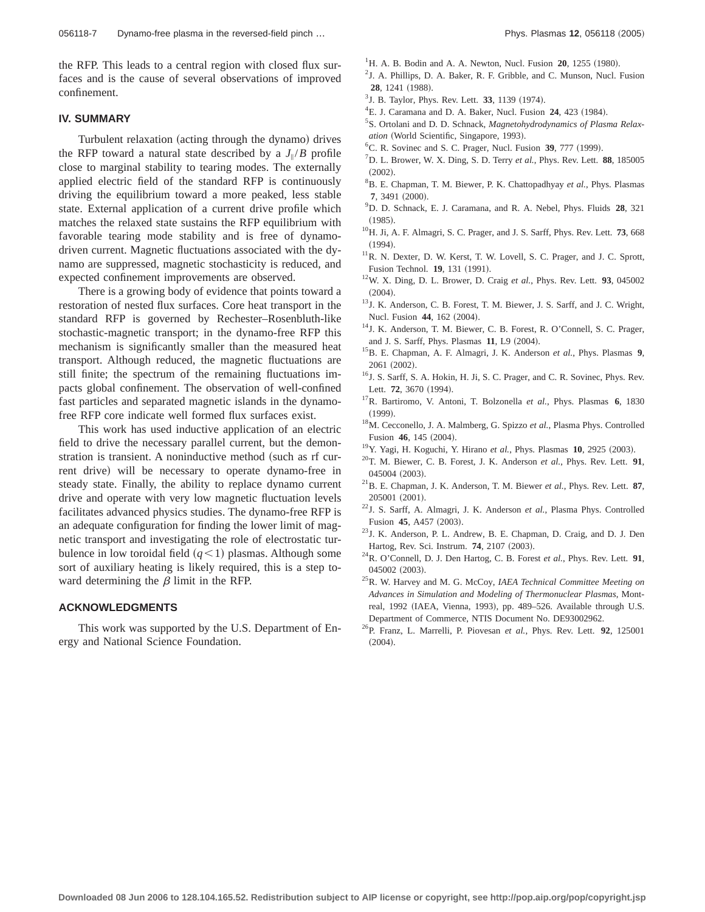the RFP. This leads to a central region with closed flux surfaces and is the cause of several observations of improved confinement.

## IV. SUMMARY

Turbulent relaxation (acting through the dynamo) drives the RFP toward a natural state described by a $J_{\|}/B$ profile close to marginal stability to tearing modes. The externally applied electric field of the standard RFP is continuously driving the equilibrium toward a more peaked, less stable state. External application of a current drive profile which matches the relaxed state sustains the RFP equilibrium with favorable tearing mode stability and is free of dynamo-driven current. Magnetic fluctuations associated with the dynamo are suppressed, magnetic stochasticity is reduced, and expected confinement improvements are observed.

There is a growing body of evidence that points toward a restoration of nested flux surfaces. Core heat transport in the standard RFP is governed by Rechester–Rosenbluth-like stochastic-magnetic transport; in the dynamo-free RFP this mechanism is significantly smaller than the measured heat transport. Although reduced, the magnetic fluctuations are still finite; the spectrum of the remaining fluctuations impacts global confinement. The observation of well-confined fast particles and separated magnetic islands in the dynamo-free RFP core indicate well formed flux surfaces exist.

This work has used inductive application of an electric field to drive the necessary parallel current, but the demonstration is transient. A noninductive method (such as rf current drive) will be necessary to operate dynamo-free in steady state. Finally, the ability to replace dynamo current drive and operate with very low magnetic fluctuation levels facilitates advanced physics studies. The dynamo-free RFP is an adequate configuration for finding the lower limit of magnetic transport and investigating the role of electrostatic turbulence in low toroidal field $(q<1)$ plasmas. Although some sort of auxiliary heating is likely required, this is a step toward determining the $\beta$ limit in the RFP.

## ACKNOWLEDGMENTS

This work was supported by the U.S. Department of Energy and National Science Foundation.

[1] H. A. B. Bodin and A. A. Newton, Nucl. Fusion **20**, 1255 (1980).
[2] J. A. Phillips, D. A. Baker, R. F. Gribble, and C. Munson, Nucl. Fusion **28**, 1241 (1988).
[3] J. B. Taylor, Phys. Rev. Lett. **33**, 1139 (1974).
[4] E. J. Caramana and D. A. Baker, Nucl. Fusion **24**, 423 (1984).
[5] S. Ortolani and D. D. Schnack, *Magnetohydrodynamics of Plasma Relaxation* (World Scientific, Singapore, 1993).
[6] C. R. Sovinec and S. C. Prager, Nucl. Fusion **39**, 777 (1999).
[7] D. L. Brower, W. X. Ding, S. D. Terry *et al.*, Phys. Rev. Lett. **88**, 185005 (2002).
[8] B. E. Chapman, T. M. Biewer, P. K. Chattopadhyay *et al.*, Phys. Plasmas **7**, 3491 (2000).
[9] D. D. Schnack, E. J. Caramana, and R. A. Nebel, Phys. Fluids **28**, 321 (1985).
[10] H. Ji, A. F. Almagri, S. C. Prager, and J. S. Sarff, Phys. Rev. Lett. **73**, 668 (1994).
[11] R. N. Dexter, D. W. Kerst, T. W. Lovell, S. C. Prager, and J. C. Sprott, Fusion Technol. **19**, 131 (1991).
[12] W. X. Ding, D. L. Brower, D. Craig *et al.*, Phys. Rev. Lett. **93**, 045002 (2004).
[13] J. K. Anderson, C. B. Forest, T. M. Biewer, J. S. Sarff, and J. C. Wright, Nucl. Fusion **44**, 162 (2004).
[14] J. K. Anderson, T. M. Biewer, C. B. Forest, R. O'Connell, S. C. Prager, and J. S. Sarff, Phys. Plasmas **11**, L9 (2004).
[15] B. E. Chapman, A. F. Almagri, J. K. Anderson *et al.*, Phys. Plasmas **9**, 2061 (2002).
[16] J. S. Sarff, S. A. Hokin, H. Ji, S. C. Prager, and C. R. Sovinec, Phys. Rev. Lett. **72**, 3670 (1994).
[17] R. Bartiromo, V. Antoni, T. Bolzonella *et al.*, Phys. Plasmas **6**, 1830 (1999).
[18] M. Cecconello, J. A. Malmberg, G. Spizzo *et al.*, Plasma Phys. Controlled Fusion **46**, 145 (2004).
[19] Y. Yagi, H. Koguchi, Y. Hirano *et al.*, Phys. Plasmas **10**, 2925 (2003).
[20] T. M. Biewer, C. B. Forest, J. K. Anderson *et al.*, Phys. Rev. Lett. **91**, 045004 (2003).
[21] B. E. Chapman, J. K. Anderson, T. M. Biewer *et al.*, Phys. Rev. Lett. **87**, 205001 (2001).
[22] J. S. Sarff, A. Almagri, J. K. Anderson *et al.*, Plasma Phys. Controlled Fusion **45**, A457 (2003).
[23] J. K. Anderson, P. L. Andrew, B. E. Chapman, D. Craig, and D. J. Den Hartog, Rev. Sci. Instrum. **74**, 2107 (2003).
[24] R. O'Connell, D. J. Den Hartog, C. B. Forest *et al.*, Phys. Rev. Lett. **91**, 045002 (2003).
[25] R. W. Harvey and M. G. McCoy, *IAEA Technical Committee Meeting on Advances in Simulation and Modeling of Thermonuclear Plasmas*, Montreal, 1992 (IAEA, Vienna, 1993), pp. 489–526. Available through U.S. Department of Commerce, NTIS Document No. DE93002962.
[26] P. Franz, L. Marrelli, P. Piovesan *et al.*, Phys. Rev. Lett. **92**, 125001 (2004).